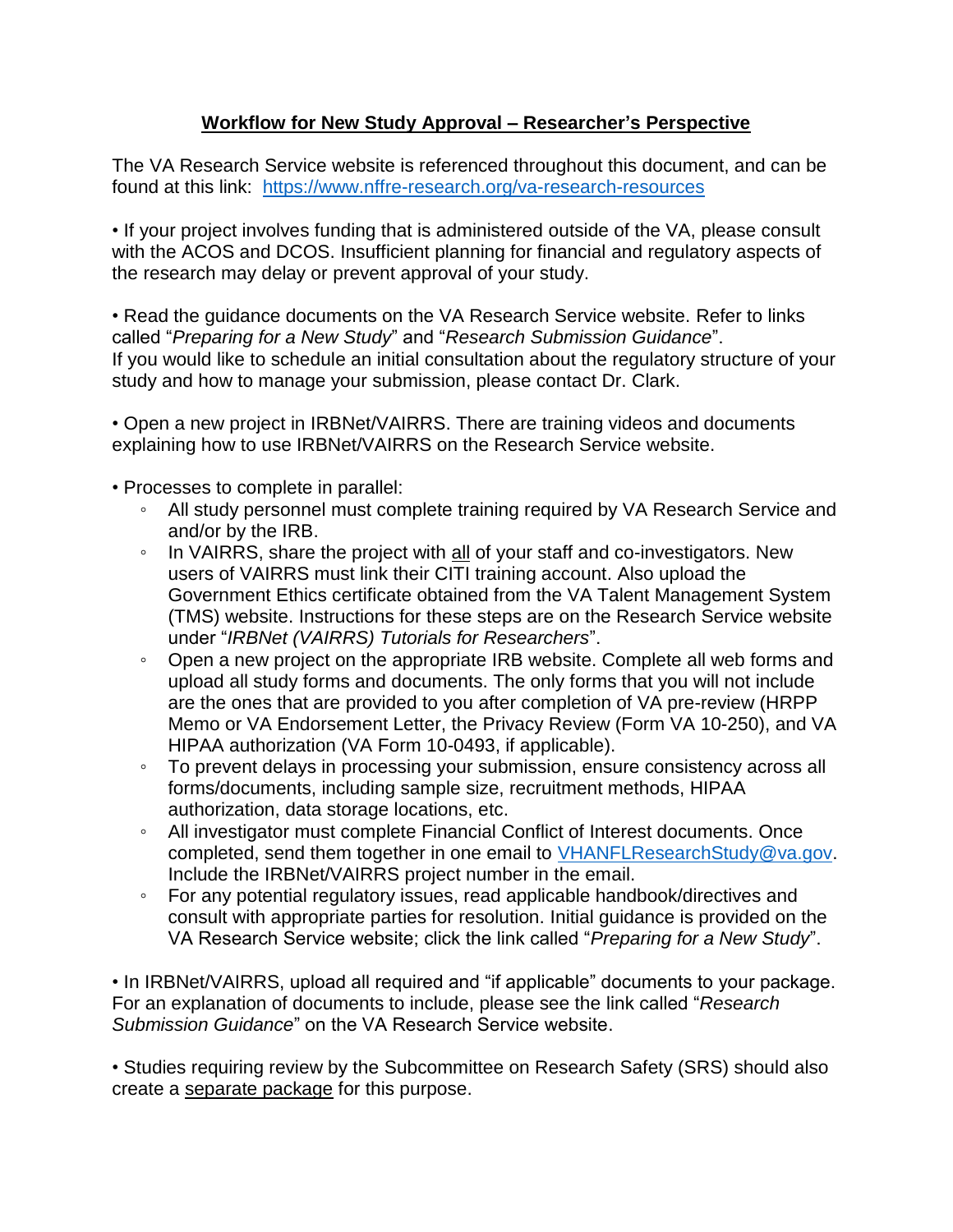# **Workflow for New Study Approval – Researcher's Perspective**

The VA Research Service website is referenced throughout this document, and can be found at this link: [https://www.nffre-research.org/va-research-resources](https://www.nffre-research.org/va-research-resources)

- If your project involves funding that is administered outside of the VA, please consult with the ACOS and DCOS. Insufficient planning for financial and regulatory aspects of the research may delay or prevent approval of your study.

- Read the guidance documents on the VA Research Service website. Refer to links called "*Preparing for a New Study*" and "*Research Submission Guidance*". If you would like to schedule an initial consultation about the regulatory structure of your study and how to manage your submission, please contact Dr. Clark.

- Open a new project in IRBNet/VAIRRS. There are training videos and documents explaining how to use IRBNet/VAIRRS on the Research Service website.

- Processes to complete in parallel:
  - All study personnel must complete training required by VA Research Service and and/or by the IRB.
  - In VAIRRS, share the project with <u>all</u> of your staff and co-investigators. New users of VAIRRS must link their CITI training account. Also upload the Government Ethics certificate obtained from the VA Talent Management System (TMS) website. Instructions for these steps are on the Research Service website under "*IRBNet (VAIRRS) Tutorials for Researchers*".
  - Open a new project on the appropriate IRB website. Complete all web forms and upload all study forms and documents. The only forms that you will not include are the ones that are provided to you after completion of VA pre-review (HRPP Memo or VA Endorsement Letter, the Privacy Review (Form VA 10-250), and VA HIPAA authorization (VA Form 10-0493, if applicable).
  - To prevent delays in processing your submission, ensure consistency across all forms/documents, including sample size, recruitment methods, HIPAA authorization, data storage locations, etc.
  - All investigator must complete Financial Conflict of Interest documents. Once completed, send them together in one email to [VHANFLResearchStudy@va.gov](mailto:VHANFLResearchStudy@va.gov). Include the IRBNet/VAIRRS project number in the email.
  - For any potential regulatory issues, read applicable handbook/directives and consult with appropriate parties for resolution. Initial guidance is provided on the VA Research Service website; click the link called "*Preparing for a New Study*".

- In IRBNet/VAIRRS, upload all required and "if applicable" documents to your package. For an explanation of documents to include, please see the link called "*Research Submission Guidance*" on the VA Research Service website.

- Studies requiring review by the Subcommittee on Research Safety (SRS) should also create a <u>separate package</u> for this purpose.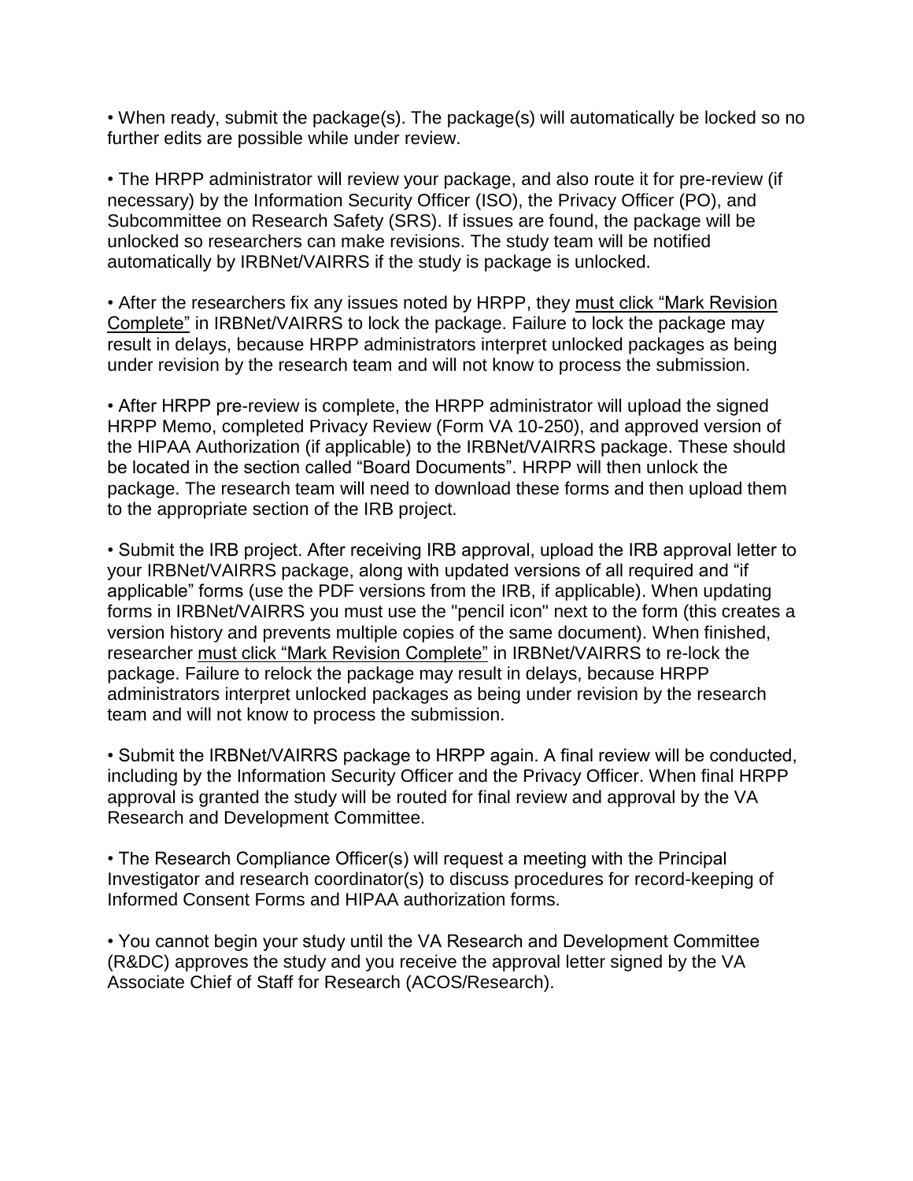- When ready, submit the package(s). The package(s) will automatically be locked so no further edits are possible while under review.

- The HRPP administrator will review your package, and also route it for pre-review (if necessary) by the Information Security Officer (ISO), the Privacy Officer (PO), and Subcommittee on Research Safety (SRS). If issues are found, the package will be unlocked so researchers can make revisions. The study team will be notified automatically by IRBNet/VAIRRS if the study is package is unlocked.

- After the researchers fix any issues noted by HRPP, they must click "Mark Revision Complete" in IRBNet/VAIRRS to lock the package. Failure to lock the package may result in delays, because HRPP administrators interpret unlocked packages as being under revision by the research team and will not know to process the submission.

- After HRPP pre-review is complete, the HRPP administrator will upload the signed HRPP Memo, completed Privacy Review (Form VA 10-250), and approved version of the HIPAA Authorization (if applicable) to the IRBNet/VAIRRS package. These should be located in the section called "Board Documents". HRPP will then unlock the package. The research team will need to download these forms and then upload them to the appropriate section of the IRB project.

- Submit the IRB project. After receiving IRB approval, upload the IRB approval letter to your IRBNet/VAIRRS package, along with updated versions of all required and "if applicable" forms (use the PDF versions from the IRB, if applicable). When updating forms in IRBNet/VAIRRS you must use the "pencil icon" next to the form (this creates a version history and prevents multiple copies of the same document). When finished, researcher must click "Mark Revision Complete" in IRBNet/VAIRRS to re-lock the package. Failure to relock the package may result in delays, because HRPP administrators interpret unlocked packages as being under revision by the research team and will not know to process the submission.

- Submit the IRBNet/VAIRRS package to HRPP again. A final review will be conducted, including by the Information Security Officer and the Privacy Officer. When final HRPP approval is granted the study will be routed for final review and approval by the VA Research and Development Committee.

- The Research Compliance Officer(s) will request a meeting with the Principal Investigator and research coordinator(s) to discuss procedures for record-keeping of Informed Consent Forms and HIPAA authorization forms.

- You cannot begin your study until the VA Research and Development Committee (R&DC) approves the study and you receive the approval letter signed by the VA Associate Chief of Staff for Research (ACOS/Research).